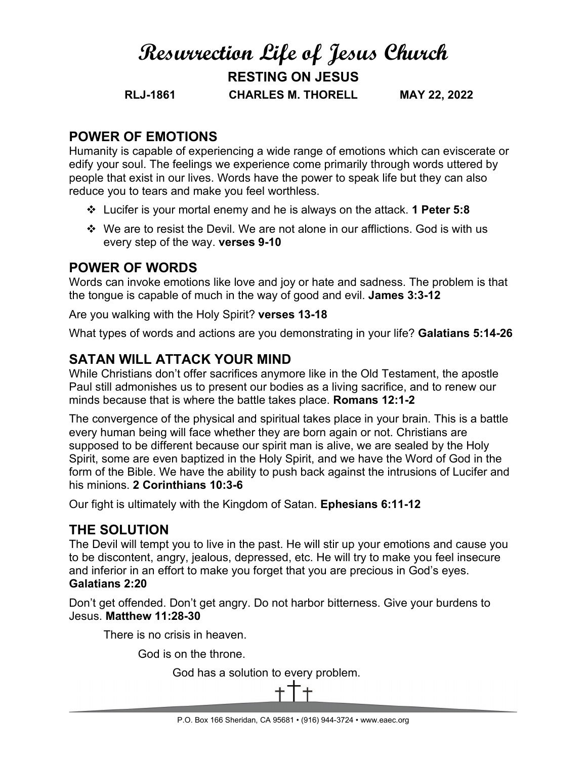# Resurrection Life of Jesus Church

## RESTING ON JESUS

**RLJ-1861 CHARLES M. THORELL MAY 22, 2022**

## POWER OF EMOTIONS

Humanity is capable of experiencing a wide range of emotions which can eviscerate or edify your soul. The feelings we experience come primarily through words uttered by people that exist in our lives. Words have the power to speak life but they can also reduce you to tears and make you feel worthless.

- Lucifer is your mortal enemy and he is always on the attack. **1 Peter 5:8**
- We are to resist the Devil. We are not alone in our afflictions. God is with us every step of the way. **verses 9-10**

## POWER OF WORDS

Words can invoke emotions like love and joy or hate and sadness. The problem is that the tongue is capable of much in the way of good and evil. **James 3:3-12**

Are you walking with the Holy Spirit? **verses 13-18**

What types of words and actions are you demonstrating in your life? **Galatians 5:14-26**

## SATAN WILL ATTACK YOUR MIND

While Christians don't offer sacrifices anymore like in the Old Testament, the apostle Paul still admonishes us to present our bodies as a living sacrifice, and to renew our minds because that is where the battle takes place. **Romans 12:1-2**

The convergence of the physical and spiritual takes place in your brain. This is a battle every human being will face whether they are born again or not. Christians are supposed to be different because our spirit man is alive, we are sealed by the Holy Spirit, some are even baptized in the Holy Spirit, and we have the Word of God in the form of the Bible. We have the ability to push back against the intrusions of Lucifer and his minions. **2 Corinthians 10:3-6**

Our fight is ultimately with the Kingdom of Satan. **Ephesians 6:11-12**

## THE SOLUTION

The Devil will tempt you to live in the past. He will stir up your emotions and cause you to be discontent, angry, jealous, depressed, etc. He will try to make you feel insecure and inferior in an effort to make you forget that you are precious in God's eyes. **Galatians 2:20**

Don't get offended. Don't get angry. Do not harbor bitterness. Give your burdens to Jesus. **Matthew 11:28-30**

There is no crisis in heaven.

God is on the throne.

God has a solution to every problem.

P.O. Box 166 Sheridan, CA 95681 • (916) 944-3724 • www.eaec.org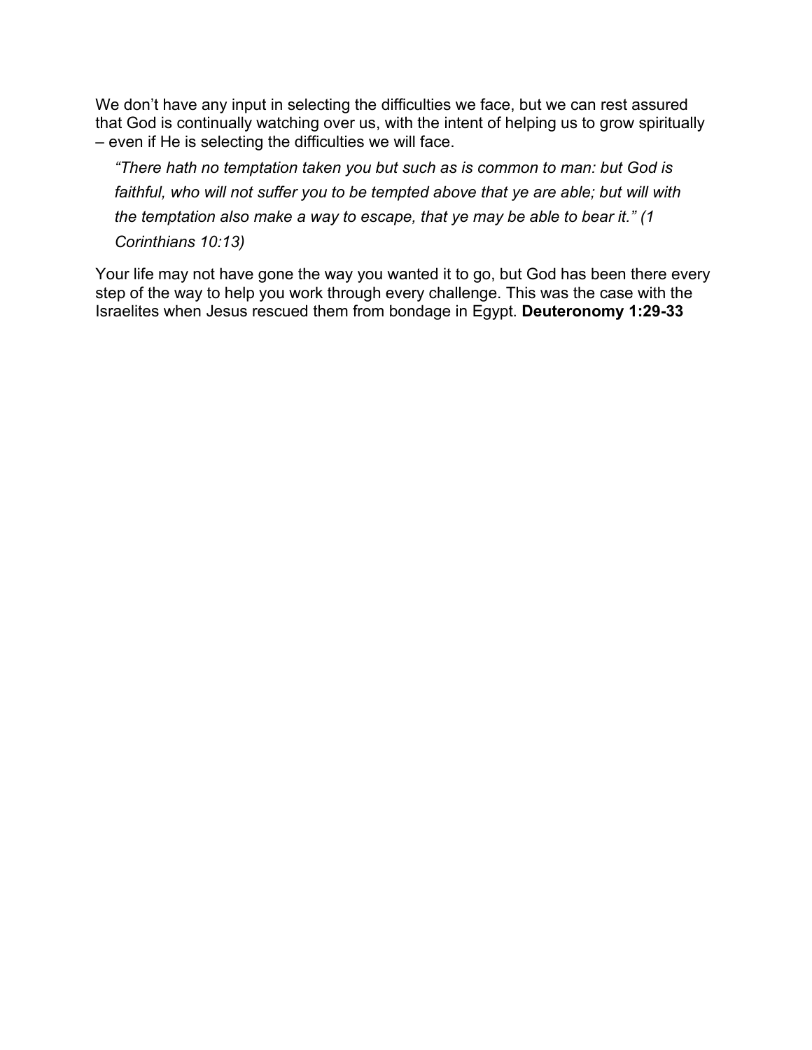We don't have any input in selecting the difficulties we face, but we can rest assured that God is continually watching over us, with the intent of helping us to grow spiritually – even if He is selecting the difficulties we will face.

> *"There hath no temptation taken you but such as is common to man: but God is faithful, who will not suffer you to be tempted above that ye are able; but will with the temptation also make a way to escape, that ye may be able to bear it." (1 Corinthians 10:13)*

Your life may not have gone the way you wanted it to go, but God has been there every step of the way to help you work through every challenge. This was the case with the Israelites when Jesus rescued them from bondage in Egypt. **Deuteronomy 1:29-33**